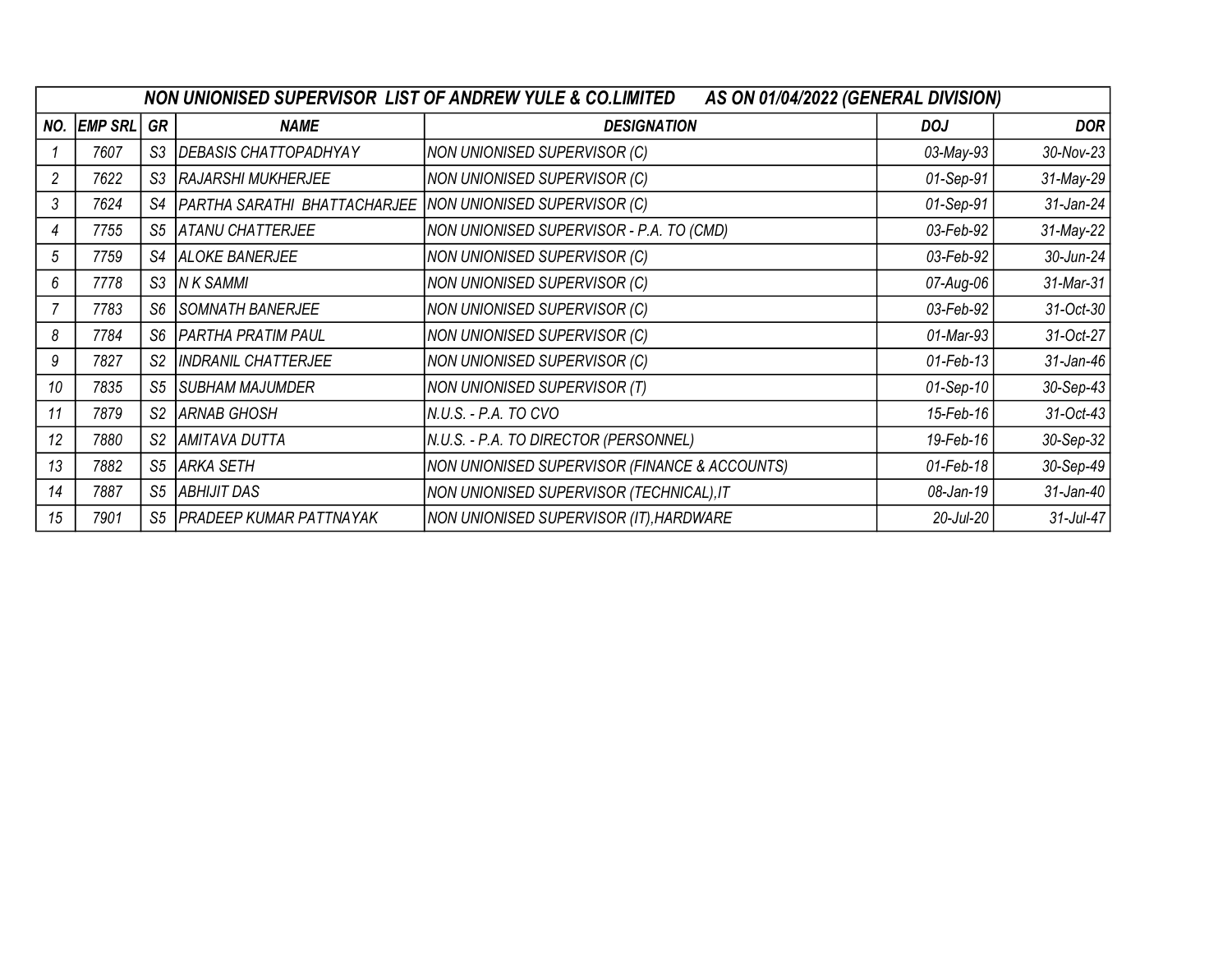**NON UNIONISED SUPERVISOR LIST OF ANDREW YULE & CO.LIMITED AS ON 01/04/2022 (GENERAL DIVISION)**

| NO. | EMP SRL | GR | NAME | DESIGNATION | DOJ | DOR |
|---|---|---|---|---|---|---|
| 1 | 7607 | S3 | DEBASIS CHATTOPADHYAY | NON UNIONISED SUPERVISOR (C) | 03-May-93 | 30-Nov-23 |
| 2 | 7622 | S3 | RAJARSHI MUKHERJEE | NON UNIONISED SUPERVISOR (C) | 01-Sep-91 | 31-May-29 |
| 3 | 7624 | S4 | PARTHA SARATHI BHATTACHARJEE | NON UNIONISED SUPERVISOR (C) | 01-Sep-91 | 31-Jan-24 |
| 4 | 7755 | S5 | ATANU CHATTERJEE | NON UNIONISED SUPERVISOR - P.A. TO (CMD) | 03-Feb-92 | 31-May-22 |
| 5 | 7759 | S4 | ALOKE BANERJEE | NON UNIONISED SUPERVISOR (C) | 03-Feb-92 | 30-Jun-24 |
| 6 | 7778 | S3 | N K SAMMI | NON UNIONISED SUPERVISOR (C) | 07-Aug-06 | 31-Mar-31 |
| 7 | 7783 | S6 | SOMNATH BANERJEE | NON UNIONISED SUPERVISOR (C) | 03-Feb-92 | 31-Oct-30 |
| 8 | 7784 | S6 | PARTHA PRATIM PAUL | NON UNIONISED SUPERVISOR (C) | 01-Mar-93 | 31-Oct-27 |
| 9 | 7827 | S2 | INDRANIL CHATTERJEE | NON UNIONISED SUPERVISOR (C) | 01-Feb-13 | 31-Jan-46 |
| 10 | 7835 | S5 | SUBHAM MAJUMDER | NON UNIONISED SUPERVISOR (T) | 01-Sep-10 | 30-Sep-43 |
| 11 | 7879 | S2 | ARNAB GHOSH | N.U.S. - P.A. TO CVO | 15-Feb-16 | 31-Oct-43 |
| 12 | 7880 | S2 | AMITAVA DUTTA | N.U.S. - P.A. TO DIRECTOR (PERSONNEL) | 19-Feb-16 | 30-Sep-32 |
| 13 | 7882 | S5 | ARKA SETH | NON UNIONISED SUPERVISOR (FINANCE & ACCOUNTS) | 01-Feb-18 | 30-Sep-49 |
| 14 | 7887 | S5 | ABHIJIT DAS | NON UNIONISED SUPERVISOR (TECHNICAL),IT | 08-Jan-19 | 31-Jan-40 |
| 15 | 7901 | S5 | PRADEEP KUMAR PATTNAYAK | NON UNIONISED SUPERVISOR (IT),HARDWARE | 20-Jul-20 | 31-Jul-47 |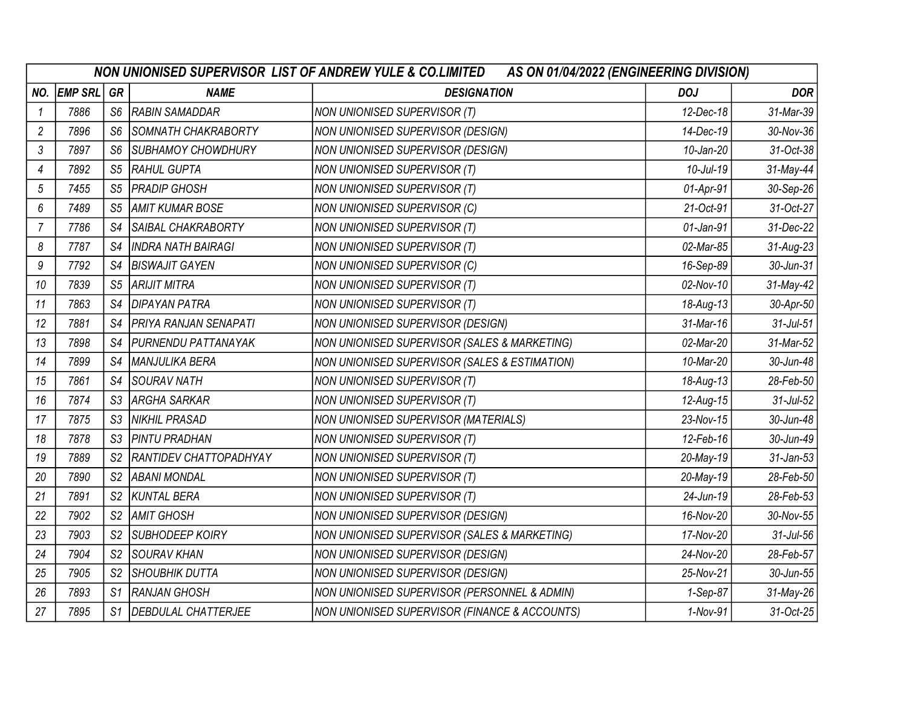| NON UNIONISED SUPERVISOR LIST OF ANDREW YULE & CO.LIMITED AS ON 01/04/2022 (ENGINEERING DIVISION) | | | | | | |
|---|---|---|---|---|---|---|
| NO. | EMP SRL | GR | NAME | DESIGNATION | DOJ | DOR |
| 1 | 7886 | S6 | RABIN SAMADDAR | NON UNIONISED SUPERVISOR (T) | 12-Dec-18 | 31-Mar-39 |
| 2 | 7896 | S6 | SOMNATH CHAKRABORTY | NON UNIONISED SUPERVISOR (DESIGN) | 14-Dec-19 | 30-Nov-36 |
| 3 | 7897 | S6 | SUBHAMOY CHOWDHURY | NON UNIONISED SUPERVISOR (DESIGN) | 10-Jan-20 | 31-Oct-38 |
| 4 | 7892 | S5 | RAHUL GUPTA | NON UNIONISED SUPERVISOR (T) | 10-Jul-19 | 31-May-44 |
| 5 | 7455 | S5 | PRADIP GHOSH | NON UNIONISED SUPERVISOR (T) | 01-Apr-91 | 30-Sep-26 |
| 6 | 7489 | S5 | AMIT KUMAR BOSE | NON UNIONISED SUPERVISOR (C) | 21-Oct-91 | 31-Oct-27 |
| 7 | 7786 | S4 | SAIBAL CHAKRABORTY | NON UNIONISED SUPERVISOR (T) | 01-Jan-91 | 31-Dec-22 |
| 8 | 7787 | S4 | INDRA NATH BAIRAGI | NON UNIONISED SUPERVISOR (T) | 02-Mar-85 | 31-Aug-23 |
| 9 | 7792 | S4 | BISWAJIT GAYEN | NON UNIONISED SUPERVISOR (C) | 16-Sep-89 | 30-Jun-31 |
| 10 | 7839 | S5 | ARIJIT MITRA | NON UNIONISED SUPERVISOR (T) | 02-Nov-10 | 31-May-42 |
| 11 | 7863 | S4 | DIPAYAN PATRA | NON UNIONISED SUPERVISOR (T) | 18-Aug-13 | 30-Apr-50 |
| 12 | 7881 | S4 | PRIYA RANJAN SENAPATI | NON UNIONISED SUPERVISOR (DESIGN) | 31-Mar-16 | 31-Jul-51 |
| 13 | 7898 | S4 | PURNENDU PATTANAYAK | NON UNIONISED SUPERVISOR (SALES & MARKETING) | 02-Mar-20 | 31-Mar-52 |
| 14 | 7899 | S4 | MANJULIKA BERA | NON UNIONISED SUPERVISOR (SALES & ESTIMATION) | 10-Mar-20 | 30-Jun-48 |
| 15 | 7861 | S4 | SOURAV NATH | NON UNIONISED SUPERVISOR (T) | 18-Aug-13 | 28-Feb-50 |
| 16 | 7874 | S3 | ARGHA SARKAR | NON UNIONISED SUPERVISOR (T) | 12-Aug-15 | 31-Jul-52 |
| 17 | 7875 | S3 | NIKHIL PRASAD | NON UNIONISED SUPERVISOR (MATERIALS) | 23-Nov-15 | 30-Jun-48 |
| 18 | 7878 | S3 | PINTU PRADHAN | NON UNIONISED SUPERVISOR (T) | 12-Feb-16 | 30-Jun-49 |
| 19 | 7889 | S2 | RANTIDEV CHATTOPADHYAY | NON UNIONISED SUPERVISOR (T) | 20-May-19 | 31-Jan-53 |
| 20 | 7890 | S2 | ABANI MONDAL | NON UNIONISED SUPERVISOR (T) | 20-May-19 | 28-Feb-50 |
| 21 | 7891 | S2 | KUNTAL BERA | NON UNIONISED SUPERVISOR (T) | 24-Jun-19 | 28-Feb-53 |
| 22 | 7902 | S2 | AMIT GHOSH | NON UNIONISED SUPERVISOR (DESIGN) | 16-Nov-20 | 30-Nov-55 |
| 23 | 7903 | S2 | SUBHODEEP KOIRY | NON UNIONISED SUPERVISOR (SALES & MARKETING) | 17-Nov-20 | 31-Jul-56 |
| 24 | 7904 | S2 | SOURAV KHAN | NON UNIONISED SUPERVISOR (DESIGN) | 24-Nov-20 | 28-Feb-57 |
| 25 | 7905 | S2 | SHOUBHIK DUTTA | NON UNIONISED SUPERVISOR (DESIGN) | 25-Nov-21 | 30-Jun-55 |
| 26 | 7893 | S1 | RANJAN GHOSH | NON UNIONISED SUPERVISOR (PERSONNEL & ADMIN) | 1-Sep-87 | 31-May-26 |
| 27 | 7895 | S1 | DEBDULAL CHATTERJEE | NON UNIONISED SUPERVISOR (FINANCE & ACCOUNTS) | 1-Nov-91 | 31-Oct-25 |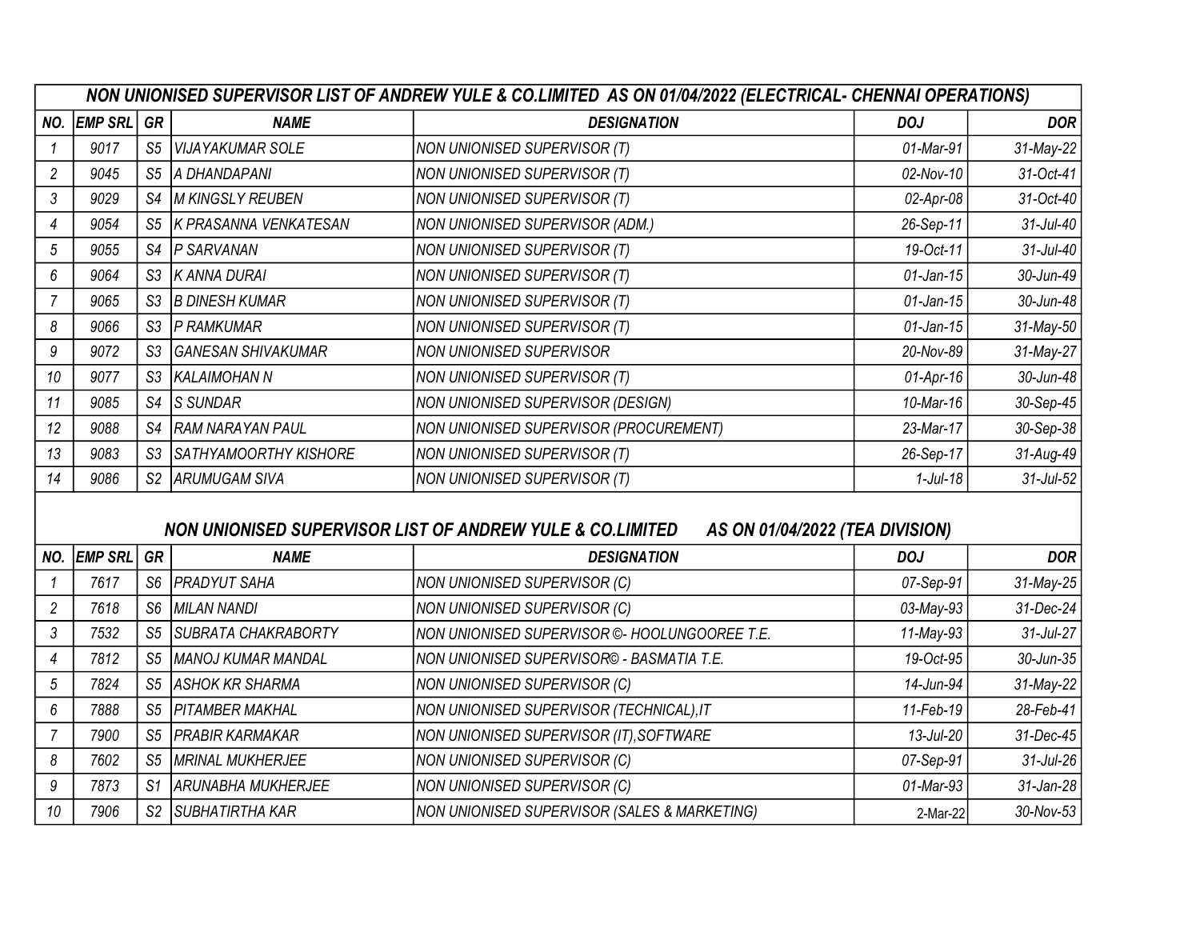## NON UNIONISED SUPERVISOR LIST OF ANDREW YULE & CO.LIMITED AS ON 01/04/2022 (ELECTRICAL- CHENNAI OPERATIONS)

| NO. | EMP SRL | GR | NAME | DESIGNATION | DOJ | DOR |
|---|---|---|---|---|---|---|
| 1 | 9017 | S5 | VIJAYAKUMAR SOLE | NON UNIONISED SUPERVISOR (T) | 01-Mar-91 | 31-May-22 |
| 2 | 9045 | S5 | A DHANDAPANI | NON UNIONISED SUPERVISOR (T) | 02-Nov-10 | 31-Oct-41 |
| 3 | 9029 | S4 | M KINGSLY REUBEN | NON UNIONISED SUPERVISOR (T) | 02-Apr-08 | 31-Oct-40 |
| 4 | 9054 | S5 | K PRASANNA VENKATESAN | NON UNIONISED SUPERVISOR (ADM.) | 26-Sep-11 | 31-Jul-40 |
| 5 | 9055 | S4 | P SARVANAN | NON UNIONISED SUPERVISOR (T) | 19-Oct-11 | 31-Jul-40 |
| 6 | 9064 | S3 | K ANNA DURAI | NON UNIONISED SUPERVISOR (T) | 01-Jan-15 | 30-Jun-49 |
| 7 | 9065 | S3 | B DINESH KUMAR | NON UNIONISED SUPERVISOR (T) | 01-Jan-15 | 30-Jun-48 |
| 8 | 9066 | S3 | P RAMKUMAR | NON UNIONISED SUPERVISOR (T) | 01-Jan-15 | 31-May-50 |
| 9 | 9072 | S3 | GANESAN SHIVAKUMAR | NON UNIONISED SUPERVISOR | 20-Nov-89 | 31-May-27 |
| 10 | 9077 | S3 | KALAIMOHAN N | NON UNIONISED SUPERVISOR (T) | 01-Apr-16 | 30-Jun-48 |
| 11 | 9085 | S4 | S SUNDAR | NON UNIONISED SUPERVISOR (DESIGN) | 10-Mar-16 | 30-Sep-45 |
| 12 | 9088 | S4 | RAM NARAYAN PAUL | NON UNIONISED SUPERVISOR (PROCUREMENT) | 23-Mar-17 | 30-Sep-38 |
| 13 | 9083 | S3 | SATHYAMOORTHY KISHORE | NON UNIONISED SUPERVISOR (T) | 26-Sep-17 | 31-Aug-49 |
| 14 | 9086 | S2 | ARUMUGAM SIVA | NON UNIONISED SUPERVISOR (T) | 1-Jul-18 | 31-Jul-52 |

## NON UNIONISED SUPERVISOR LIST OF ANDREW YULE & CO.LIMITED AS ON 01/04/2022 (TEA DIVISION)

| NO. | EMP SRL | GR | NAME | DESIGNATION | DOJ | DOR |
|---|---|---|---|---|---|---|
| 1 | 7617 | S6 | PRADYUT SAHA | NON UNIONISED SUPERVISOR (C) | 07-Sep-91 | 31-May-25 |
| 2 | 7618 | S6 | MILAN NANDI | NON UNIONISED SUPERVISOR (C) | 03-May-93 | 31-Dec-24 |
| 3 | 7532 | S5 | SUBRATA CHAKRABORTY | NON UNIONISED SUPERVISOR ©- HOOLUNGOOREE T.E. | 11-May-93 | 31-Jul-27 |
| 4 | 7812 | S5 | MANOJ KUMAR MANDAL | NON UNIONISED SUPERVISOR© - BASMATIA T.E. | 19-Oct-95 | 30-Jun-35 |
| 5 | 7824 | S5 | ASHOK KR SHARMA | NON UNIONISED SUPERVISOR (C) | 14-Jun-94 | 31-May-22 |
| 6 | 7888 | S5 | PITAMBER MAKHAL | NON UNIONISED SUPERVISOR (TECHNICAL),IT | 11-Feb-19 | 28-Feb-41 |
| 7 | 7900 | S5 | PRABIR KARMAKAR | NON UNIONISED SUPERVISOR (IT),SOFTWARE | 13-Jul-20 | 31-Dec-45 |
| 8 | 7602 | S5 | MRINAL MUKHERJEE | NON UNIONISED SUPERVISOR (C) | 07-Sep-91 | 31-Jul-26 |
| 9 | 7873 | S1 | ARUNABHA MUKHERJEE | NON UNIONISED SUPERVISOR (C) | 01-Mar-93 | 31-Jan-28 |
| 10 | 7906 | S2 | SUBHATIRTHA KAR | NON UNIONISED SUPERVISOR (SALES & MARKETING) | 2-Mar-22 | 30-Nov-53 |